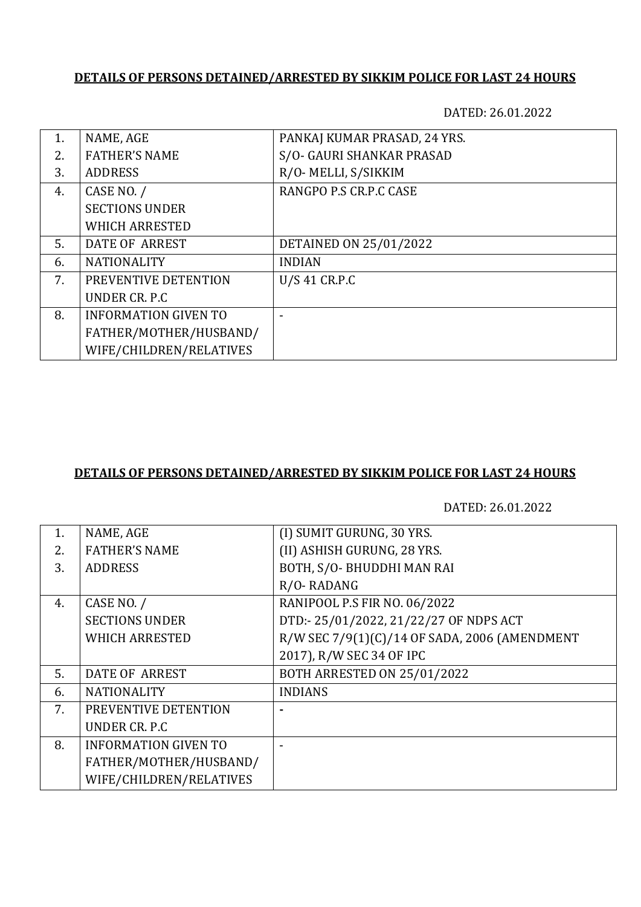**DETAILS OF PERSONS DETAINED/ARRESTED BY SIKKIM POLICE FOR LAST 24 HOURS**

DATED: 26.01.2022

| | | |
|---|---|---|
| 1.<br>2.<br>3. | NAME, AGE<br>FATHER'S NAME<br>ADDRESS | PANKAJ KUMAR PRASAD, 24 YRS.<br>S/O- GAURI SHANKAR PRASAD<br>R/O- MELLI, S/SIKKIM |
| 4. | CASE NO. /<br>SECTIONS UNDER<br>WHICH ARRESTED | RANGPO P.S CR.P.C CASE |
| 5. | DATE OF ARREST | DETAINED ON 25/01/2022 |
| 6. | NATIONALITY | INDIAN |
| 7. | PREVENTIVE DETENTION<br>UNDER CR. P.C | U/S 41 CR.P.C |
| 8. | INFORMATION GIVEN TO<br>FATHER/MOTHER/HUSBAND/<br>WIFE/CHILDREN/RELATIVES | - |

**DETAILS OF PERSONS DETAINED/ARRESTED BY SIKKIM POLICE FOR LAST 24 HOURS**

DATED: 26.01.2022

| | | |
|---|---|---|
| 1.<br>2.<br>3. | NAME, AGE<br>FATHER'S NAME<br>ADDRESS | (I) SUMIT GURUNG, 30 YRS.<br>(II) ASHISH GURUNG, 28 YRS.<br>BOTH, S/O- BHUDDHI MAN RAI<br>R/O- RADANG |
| 4. | CASE NO. /<br>SECTIONS UNDER<br>WHICH ARRESTED | RANIPOOL P.S FIR NO. 06/2022<br>DTD:- 25/01/2022, 21/22/27 OF NDPS ACT<br>R/W SEC 7/9(1)(C)/14 OF SADA, 2006 (AMENDMENT 2017), R/W SEC 34 OF IPC |
| 5. | DATE OF ARREST | BOTH ARRESTED ON 25/01/2022 |
| 6. | NATIONALITY | INDIANS |
| 7. | PREVENTIVE DETENTION<br>UNDER CR. P.C | - |
| 8. | INFORMATION GIVEN TO<br>FATHER/MOTHER/HUSBAND/<br>WIFE/CHILDREN/RELATIVES | - |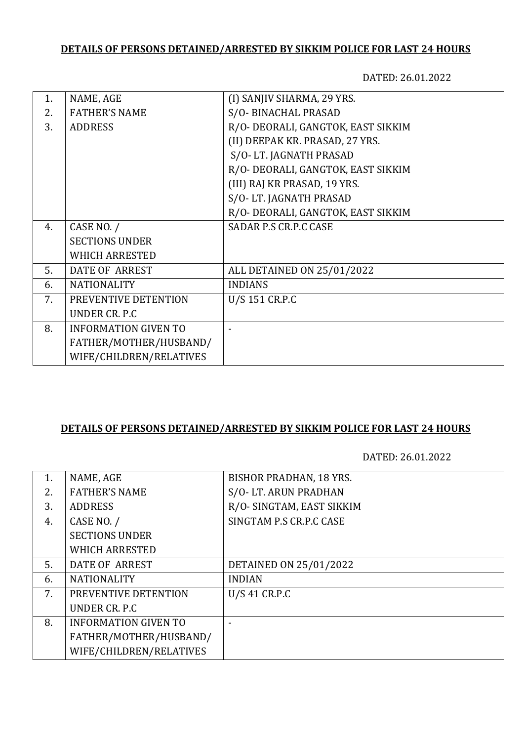**DETAILS OF PERSONS DETAINED/ARRESTED BY SIKKIM POLICE FOR LAST 24 HOURS**

DATED: 26.01.2022

| | | |
|---|---|---|
| 1. | NAME, AGE | (I) SANJIV SHARMA, 29 YRS. |
| 2. | FATHER'S NAME | S/O- BINACHAL PRASAD |
| 3. | ADDRESS | R/O- DEORALI, GANGTOK, EAST SIKKIM<br>(II) DEEPAK KR. PRASAD, 27 YRS.<br>S/O- LT. JAGNATH PRASAD<br>R/O- DEORALI, GANGTOK, EAST SIKKIM<br>(III) RAJ KR PRASAD, 19 YRS.<br>S/O- LT. JAGNATH PRASAD<br>R/O- DEORALI, GANGTOK, EAST SIKKIM |
| 4. | CASE NO. /<br>SECTIONS UNDER<br>WHICH ARRESTED | SADAR P.S CR.P.C CASE |
| 5. | DATE OF ARREST | ALL DETAINED ON 25/01/2022 |
| 6. | NATIONALITY | INDIANS |
| 7. | PREVENTIVE DETENTION<br>UNDER CR. P.C | U/S 151 CR.P.C |
| 8. | INFORMATION GIVEN TO<br>FATHER/MOTHER/HUSBAND/<br>WIFE/CHILDREN/RELATIVES | - |

**DETAILS OF PERSONS DETAINED/ARRESTED BY SIKKIM POLICE FOR LAST 24 HOURS**

DATED: 26.01.2022

| | | |
|---|---|---|
| 1. | NAME, AGE | BISHOR PRADHAN, 18 YRS. |
| 2. | FATHER'S NAME | S/O- LT. ARUN PRADHAN |
| 3. | ADDRESS | R/O- SINGTAM, EAST SIKKIM |
| 4. | CASE NO. /<br>SECTIONS UNDER<br>WHICH ARRESTED | SINGTAM P.S CR.P.C CASE |
| 5. | DATE OF ARREST | DETAINED ON 25/01/2022 |
| 6. | NATIONALITY | INDIAN |
| 7. | PREVENTIVE DETENTION<br>UNDER CR. P.C | U/S 41 CR.P.C |
| 8. | INFORMATION GIVEN TO<br>FATHER/MOTHER/HUSBAND/<br>WIFE/CHILDREN/RELATIVES | - |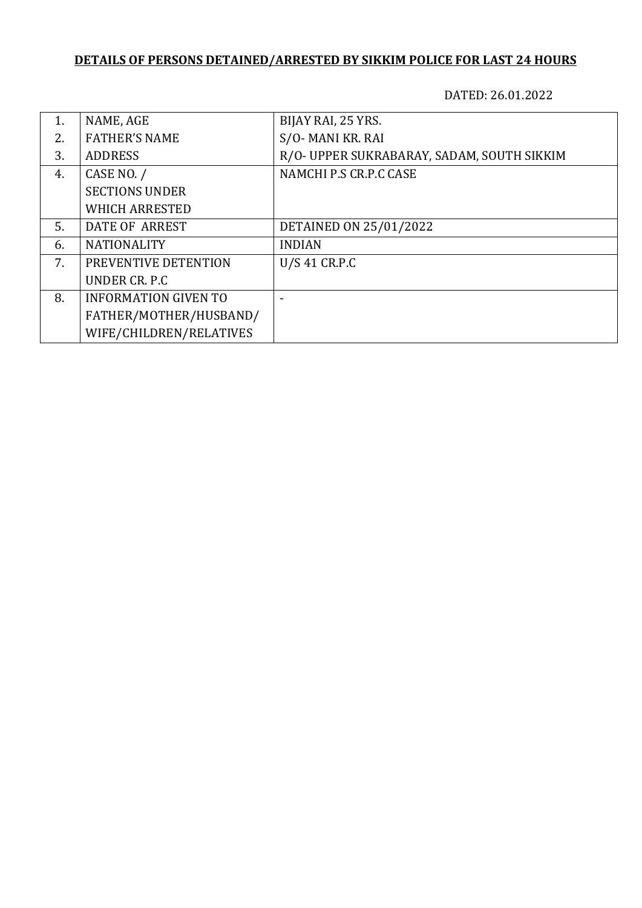**DETAILS OF PERSONS DETAINED/ARRESTED BY SIKKIM POLICE FOR LAST 24 HOURS**

DATED: 26.01.2022

| | | |
|---|---|---|
| 1. | NAME, AGE | BIJAY RAI, 25 YRS. |
| 2. | FATHER'S NAME | S/O- MANI KR. RAI |
| 3. | ADDRESS | R/O- UPPER SUKRABARAY, SADAM, SOUTH SIKKIM |
| 4. | CASE NO. / SECTIONS UNDER WHICH ARRESTED | NAMCHI P.S CR.P.C CASE |
| 5. | DATE OF ARREST | DETAINED ON 25/01/2022 |
| 6. | NATIONALITY | INDIAN |
| 7. | PREVENTIVE DETENTION UNDER CR. P.C | U/S 41 CR.P.C |
| 8. | INFORMATION GIVEN TO FATHER/MOTHER/HUSBAND/ WIFE/CHILDREN/RELATIVES | - |